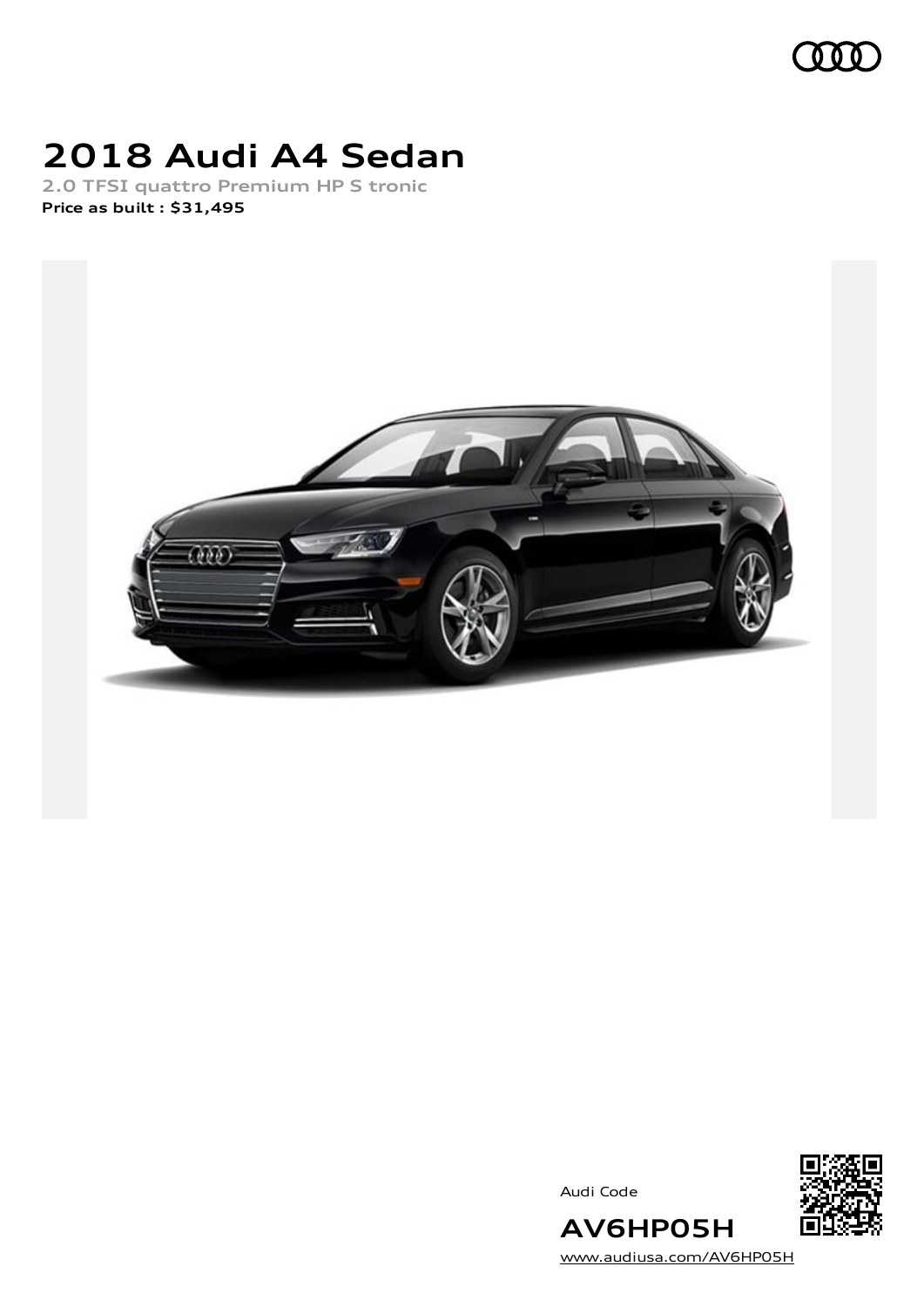# 2018 Audi A4 Sedan

**2.0 TFSI quattro Premium HP S tronic**

**Price as built : $31,495**

Audi Code

## AV6HP05H

www.audiusa.com/AV6HP05H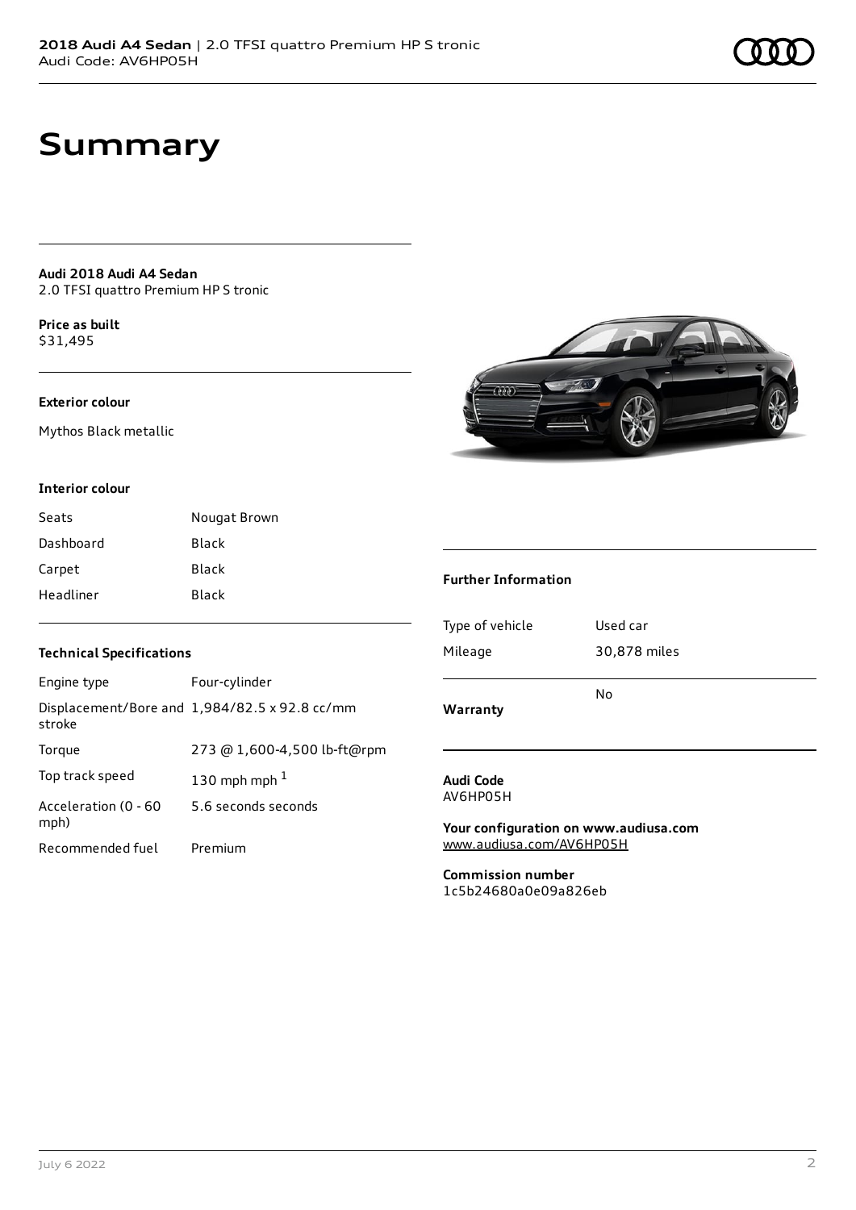# Summary

**Audi 2018 Audi A4 Sedan**
2.0 TFSI quattro Premium HP S tronic

**Price as built**
$31,495

### Exterior colour

Mythos Black metallic

### Interior colour

| Seats | Nougat Brown |
| --- | --- |
| Dashboard | Black |
| Carpet | Black |
| Headliner | Black |

### Technical Specifications

| Engine type | Four-cylinder |
| --- | --- |
| Displacement/Bore and stroke | 1,984/82.5 x 92.8 cc/mm |
| Torque | 273 @ 1,600-4,500 lb-ft@rpm |
| Top track speed | 130 mph mph [1] |
| Acceleration (0 - 60 mph) | 5.6 seconds seconds |
| Recommended fuel | Premium |

### Further Information

| Type of vehicle | Used car |
| --- | --- |
| Mileage | 30,878 miles |
| **Warranty** | No |

**Audi Code**
AV6HP05H

**Your configuration on www.audiusa.com**
www.audiusa.com/AV6HP05H

**Commission number**
1c5b24680a0e09a826eb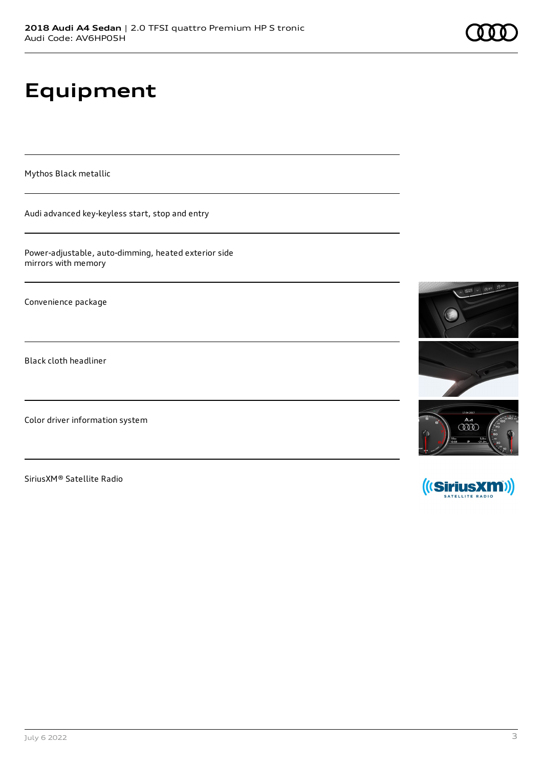# Equipment

Mythos Black metallic

Audi advanced key-keyless start, stop and entry

Power-adjustable, auto-dimming, heated exterior side mirrors with memory

Convenience package

Black cloth headliner

Color driver information system

SiriusXM® Satellite Radio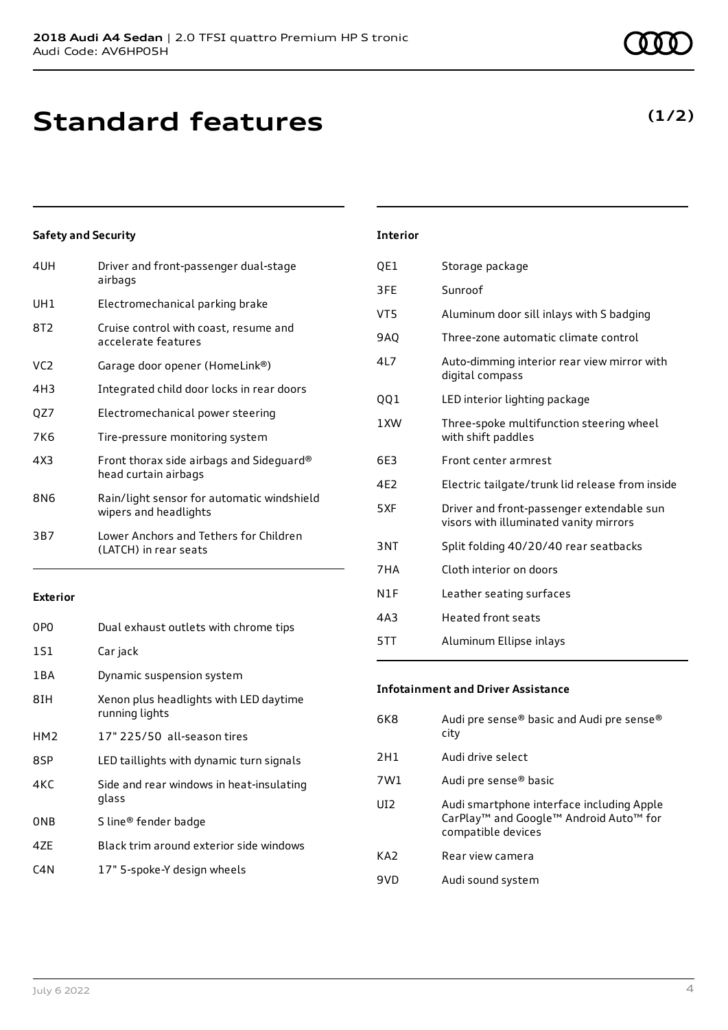# Standard features

**(1/2)**

### Safety and Security

| | |
|---|---|
| 4UH | Driver and front-passenger dual-stage airbags |
| UH1 | Electromechanical parking brake |
| 8T2 | Cruise control with coast, resume and accelerate features |
| VC2 | Garage door opener (HomeLink®) |
| 4H3 | Integrated child door locks in rear doors |
| QZ7 | Electromechanical power steering |
| 7K6 | Tire-pressure monitoring system |
| 4X3 | Front thorax side airbags and Sideguard® head curtain airbags |
| 8N6 | Rain/light sensor for automatic windshield wipers and headlights |
| 3B7 | Lower Anchors and Tethers for Children (LATCH) in rear seats |

### Exterior

| | |
|---|---|
| 0P0 | Dual exhaust outlets with chrome tips |
| 1S1 | Car jack |
| 1BA | Dynamic suspension system |
| 8IH | Xenon plus headlights with LED daytime running lights |
| HM2 | 17" 225/50 all-season tires |
| 8SP | LED taillights with dynamic turn signals |
| 4KC | Side and rear windows in heat-insulating glass |
| 0NB | S line® fender badge |
| 4ZE | Black trim around exterior side windows |
| C4N | 17" 5-spoke-Y design wheels |

### Interior

| | |
|---|---|
| QE1 | Storage package |
| 3FE | Sunroof |
| VT5 | Aluminum door sill inlays with S badging |
| 9AQ | Three-zone automatic climate control |
| 4L7 | Auto-dimming interior rear view mirror with digital compass |
| QQ1 | LED interior lighting package |
| 1XW | Three-spoke multifunction steering wheel with shift paddles |
| 6E3 | Front center armrest |
| 4E2 | Electric tailgate/trunk lid release from inside |
| 5XF | Driver and front-passenger extendable sun visors with illuminated vanity mirrors |
| 3NT | Split folding 40/20/40 rear seatbacks |
| 7HA | Cloth interior on doors |
| N1F | Leather seating surfaces |
| 4A3 | Heated front seats |
| 5TT | Aluminum Ellipse inlays |

### Infotainment and Driver Assistance

| | |
|---|---|
| 6K8 | Audi pre sense® basic and Audi pre sense® city |
| 2H1 | Audi drive select |
| 7W1 | Audi pre sense® basic |
| UI2 | Audi smartphone interface including Apple CarPlay™ and Google™ Android Auto™ for compatible devices |
| KA2 | Rear view camera |
| 9VD | Audi sound system |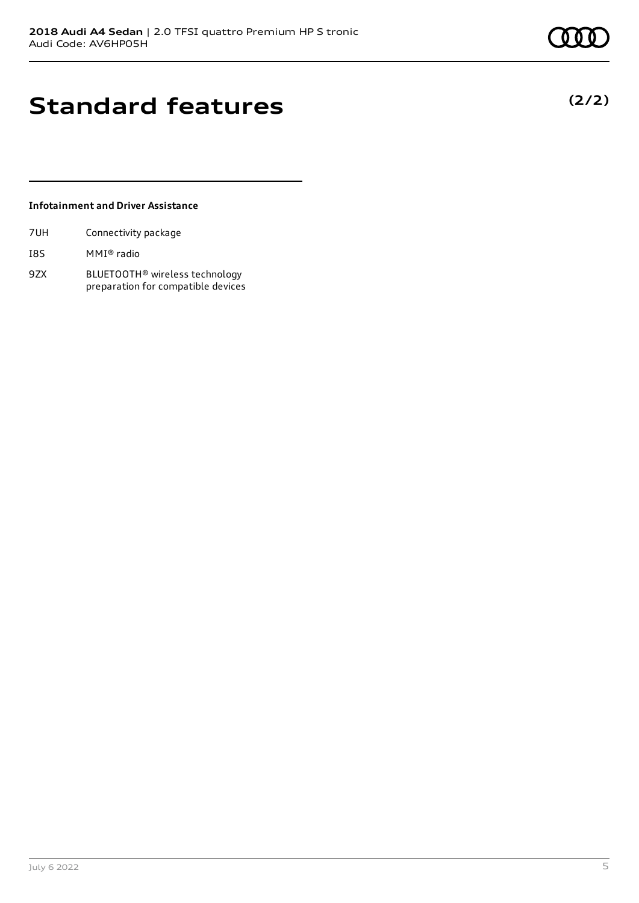# Standard features

**(2/2)**

### Infotainment and Driver Assistance

| | |
|---|---|
| 7UH | Connectivity package |
| I8S | MMI® radio |
| 9ZX | BLUETOOTH® wireless technology preparation for compatible devices |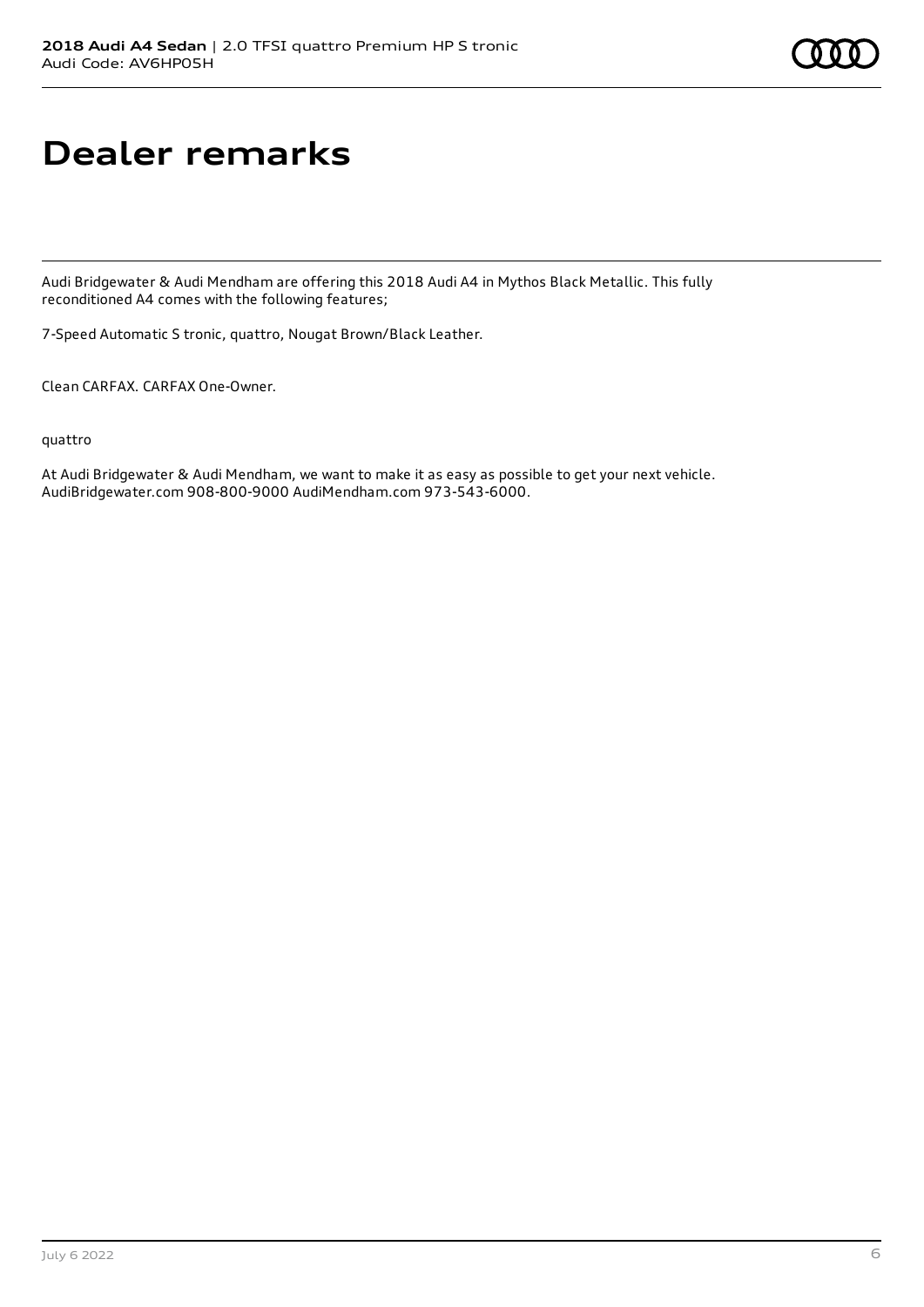# Dealer remarks

Audi Bridgewater & Audi Mendham are offering this 2018 Audi A4 in Mythos Black Metallic. This fully reconditioned A4 comes with the following features;

7-Speed Automatic S tronic, quattro, Nougat Brown/Black Leather.

Clean CARFAX. CARFAX One-Owner.

quattro

At Audi Bridgewater & Audi Mendham, we want to make it as easy as possible to get your next vehicle. AudiBridgewater.com 908-800-9000 AudiMendham.com 973-543-6000.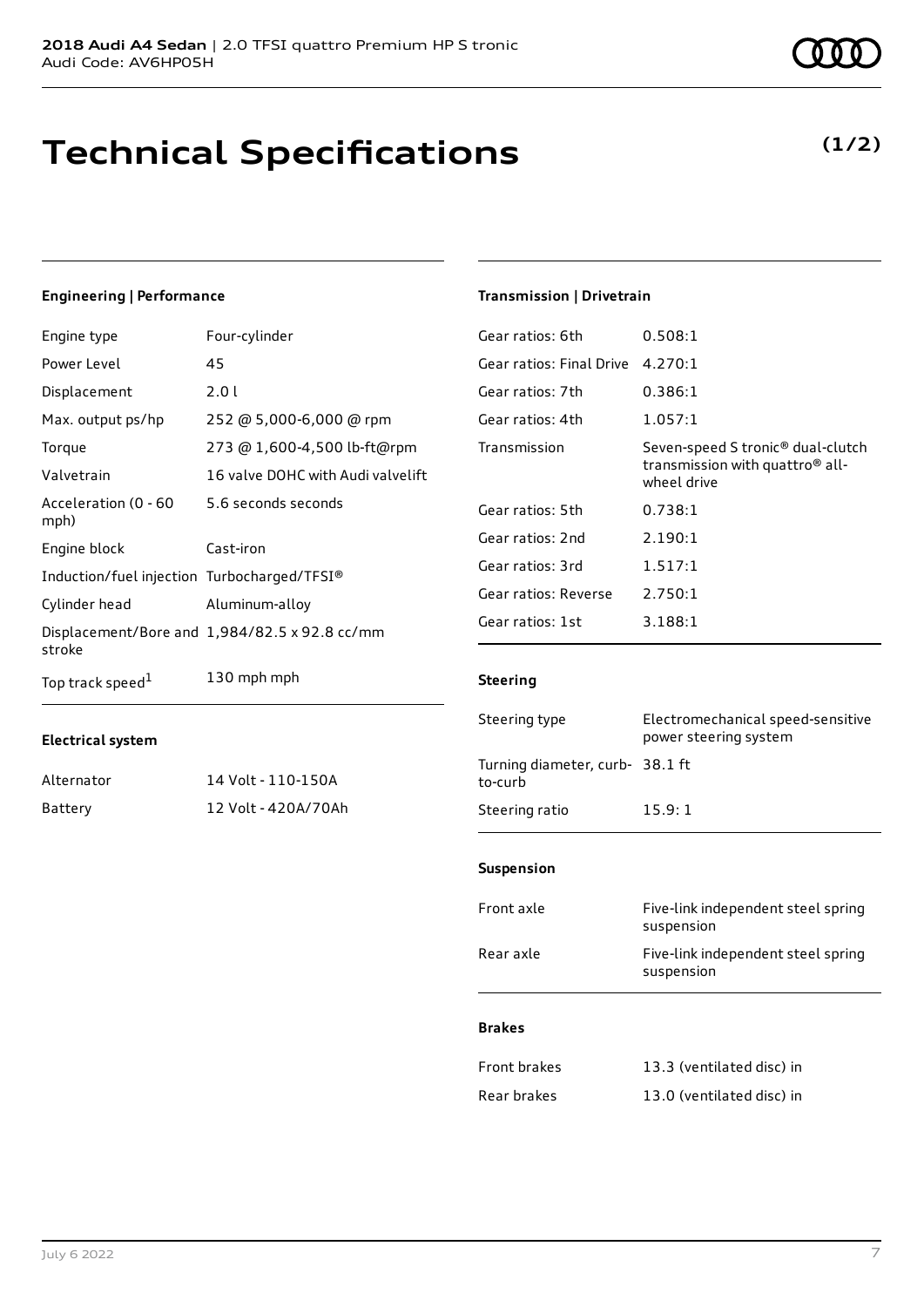**2018 Audi A4 Sedan** | 2.0 TFSI quattro Premium HP S tronic
Audi Code: AV6HP05H

# Technical Specifications

**(1/2)**

### Engineering | Performance

| | |
|---|---|
| Engine type | Four-cylinder |
| Power Level | 45 |
| Displacement | 2.0 l |
| Max. output ps/hp | 252 @ 5,000-6,000 @ rpm |
| Torque | 273 @ 1,600-4,500 lb-ft@rpm |
| Valvetrain | 16 valve DOHC with Audi valvelift |
| Acceleration (0 - 60 mph) | 5.6 seconds seconds |
| Engine block | Cast-iron |
| Induction/fuel injection | Turbocharged/TFSI® |
| Cylinder head | Aluminum-alloy |
| Displacement/Bore and stroke | 1,984/82.5 x 92.8 cc/mm |
| Top track speed[1] | 130 mph mph |

### Electrical system

| | |
|---|---|
| Alternator | 14 Volt - 110-150A |
| Battery | 12 Volt - 420A/70Ah |

### Transmission | Drivetrain

| | |
|---|---|
| Gear ratios: 6th | 0.508:1 |
| Gear ratios: Final Drive | 4.270:1 |
| Gear ratios: 7th | 0.386:1 |
| Gear ratios: 4th | 1.057:1 |
| Transmission | Seven-speed S tronic® dual-clutch transmission with quattro® all-wheel drive |
| Gear ratios: 5th | 0.738:1 |
| Gear ratios: 2nd | 2.190:1 |
| Gear ratios: 3rd | 1.517:1 |
| Gear ratios: Reverse | 2.750:1 |
| Gear ratios: 1st | 3.188:1 |

### Steering

| | |
|---|---|
| Steering type | Electromechanical speed-sensitive power steering system |
| Turning diameter, curb-to-curb | 38.1 ft |
| Steering ratio | 15.9: 1 |

### Suspension

| | |
|---|---|
| Front axle | Five-link independent steel spring suspension |
| Rear axle | Five-link independent steel spring suspension |

### Brakes

| | |
|---|---|
| Front brakes | 13.3 (ventilated disc) in |
| Rear brakes | 13.0 (ventilated disc) in |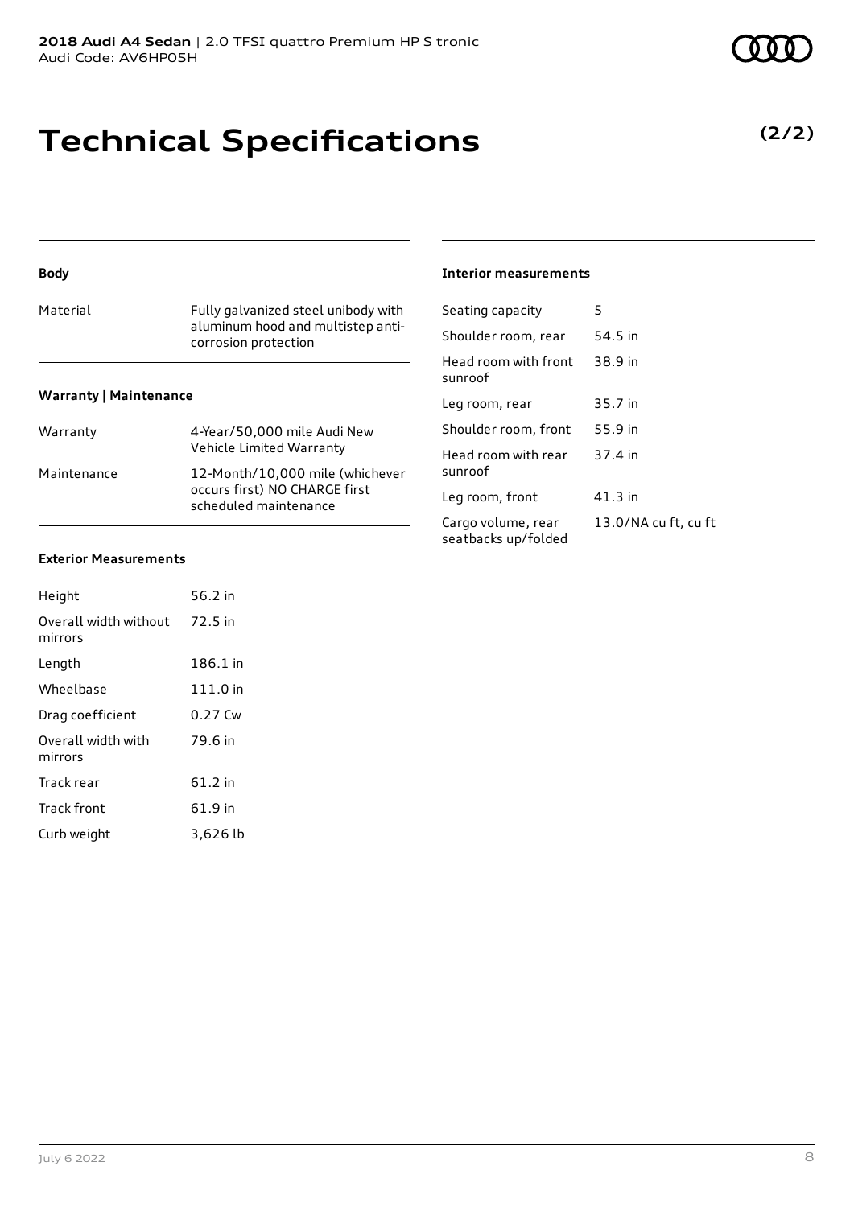# Technical Specifications

**(2/2)**

### Body

| | |
|---|---|
| Material | Fully galvanized steel unibody with aluminum hood and multistep anti-corrosion protection |

### Warranty | Maintenance

| | |
|---|---|
| Warranty | 4-Year/50,000 mile Audi New Vehicle Limited Warranty |
| Maintenance | 12-Month/10,000 mile (whichever occurs first) NO CHARGE first scheduled maintenance |

### Exterior Measurements

| | |
|---|---|
| Height | 56.2 in |
| Overall width without mirrors | 72.5 in |
| Length | 186.1 in |
| Wheelbase | 111.0 in |
| Drag coefficient | 0.27 Cw |
| Overall width with mirrors | 79.6 in |
| Track rear | 61.2 in |
| Track front | 61.9 in |
| Curb weight | 3,626 lb |

### Interior measurements

| | |
|---|---|
| Seating capacity | 5 |
| Shoulder room, rear | 54.5 in |
| Head room with front sunroof | 38.9 in |
| Leg room, rear | 35.7 in |
| Shoulder room, front | 55.9 in |
| Head room with rear sunroof | 37.4 in |
| Leg room, front | 41.3 in |
| Cargo volume, rear seatbacks up/folded | 13.0/NA cu ft, cu ft |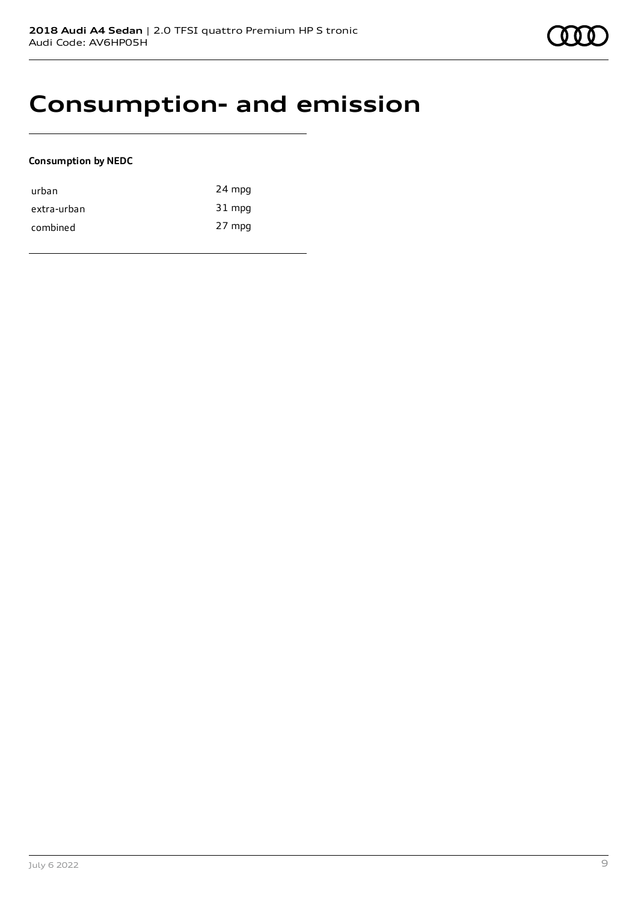# Consumption- and emission

**Consumption by NEDC**

| | |
|---|---|
| urban | 24 mpg |
| extra-urban | 31 mpg |
| combined | 27 mpg |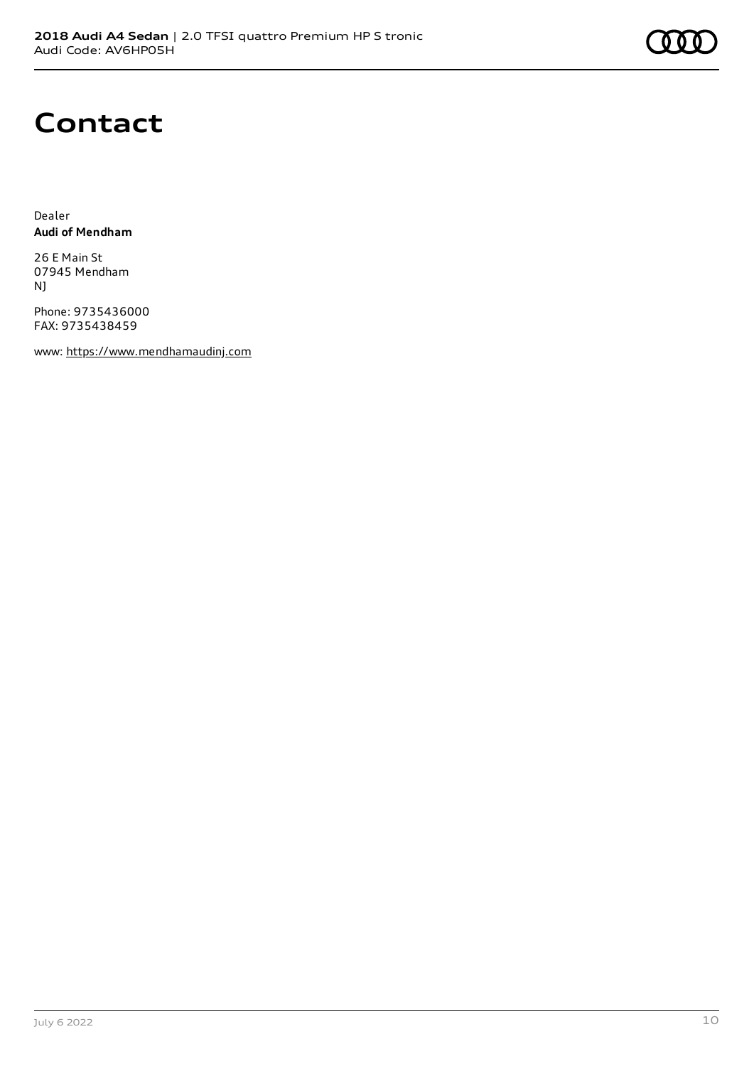# Contact

Dealer
**Audi of Mendham**

26 E Main St
07945 Mendham
NJ

Phone: 9735436000
FAX: 9735438459

www: https://www.mendhamaudinj.com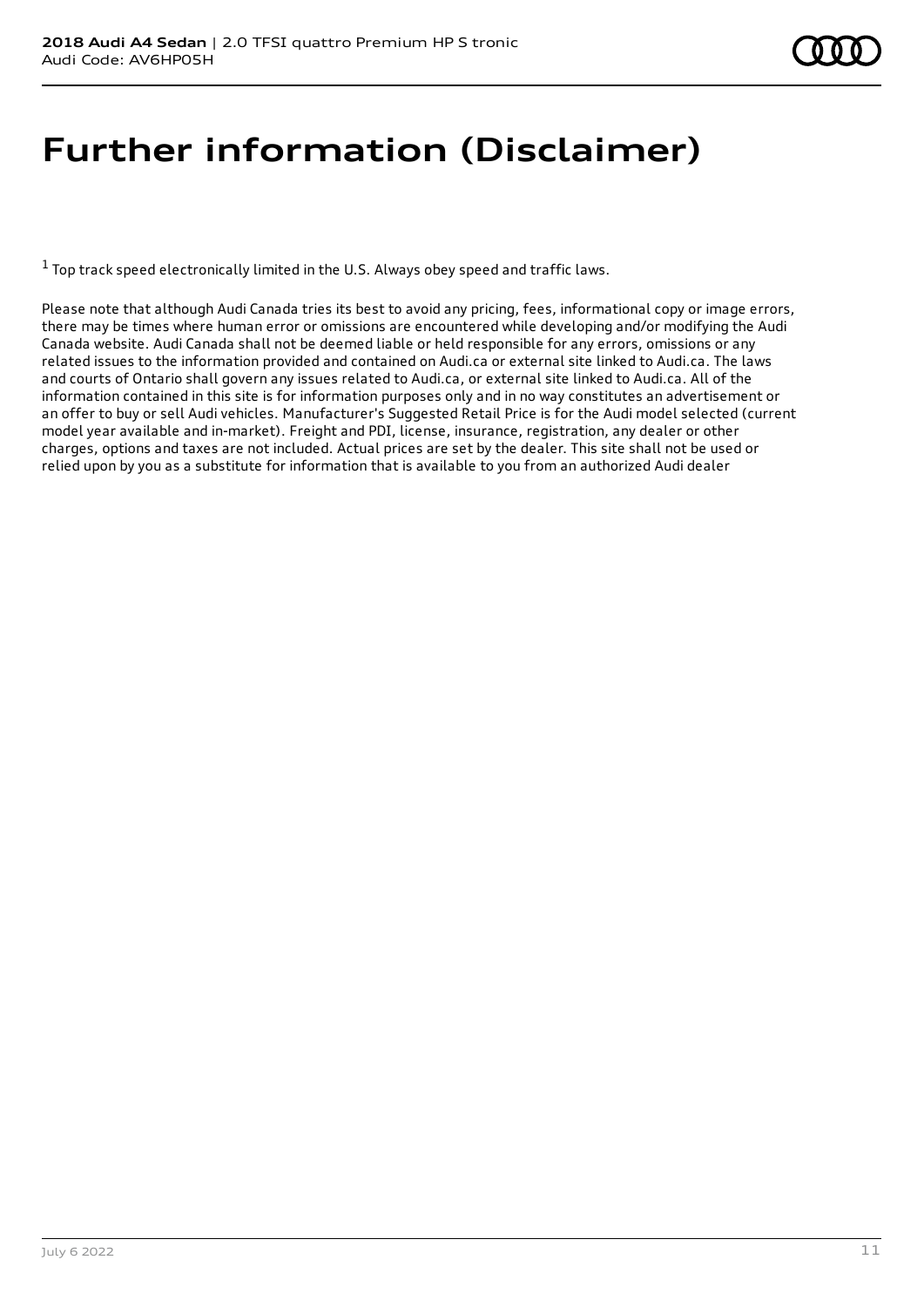# Further information (Disclaimer)

[1] Top track speed electronically limited in the U.S. Always obey speed and traffic laws.

Please note that although Audi Canada tries its best to avoid any pricing, fees, informational copy or image errors, there may be times where human error or omissions are encountered while developing and/or modifying the Audi Canada website. Audi Canada shall not be deemed liable or held responsible for any errors, omissions or any related issues to the information provided and contained on Audi.ca or external site linked to Audi.ca. The laws and courts of Ontario shall govern any issues related to Audi.ca, or external site linked to Audi.ca. All of the information contained in this site is for information purposes only and in no way constitutes an advertisement or an offer to buy or sell Audi vehicles. Manufacturer's Suggested Retail Price is for the Audi model selected (current model year available and in-market). Freight and PDI, license, insurance, registration, any dealer or other charges, options and taxes are not included. Actual prices are set by the dealer. This site shall not be used or relied upon by you as a substitute for information that is available to you from an authorized Audi dealer